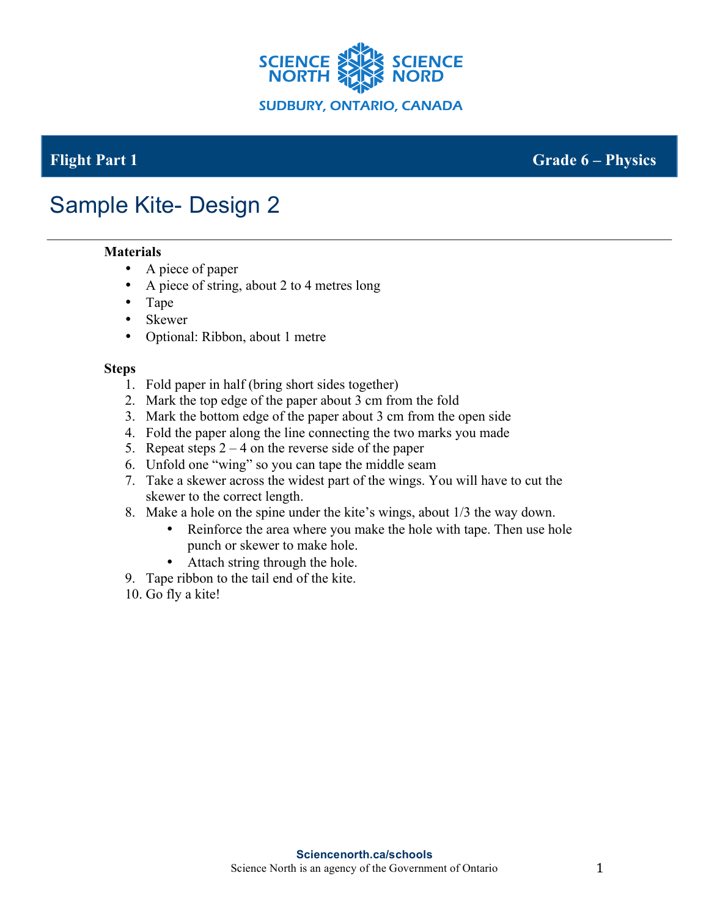**Flight Part 1** | **Grade 6 – Physics**

# Sample Kite- Design 2

**Materials**

- A piece of paper
- A piece of string, about 2 to 4 metres long
- Tape
- Skewer
- Optional: Ribbon, about 1 metre

**Steps**

1. Fold paper in half (bring short sides together)
2. Mark the top edge of the paper about 3 cm from the fold
3. Mark the bottom edge of the paper about 3 cm from the open side
4. Fold the paper along the line connecting the two marks you made
5. Repeat steps 2 – 4 on the reverse side of the paper
6. Unfold one "wing" so you can tape the middle seam
7. Take a skewer across the widest part of the wings. You will have to cut the skewer to the correct length.
8. Make a hole on the spine under the kite's wings, about 1/3 the way down.
   - Reinforce the area where you make the hole with tape. Then use hole punch or skewer to make hole.
   - Attach string through the hole.
9. Tape ribbon to the tail end of the kite.
10. Go fly a kite!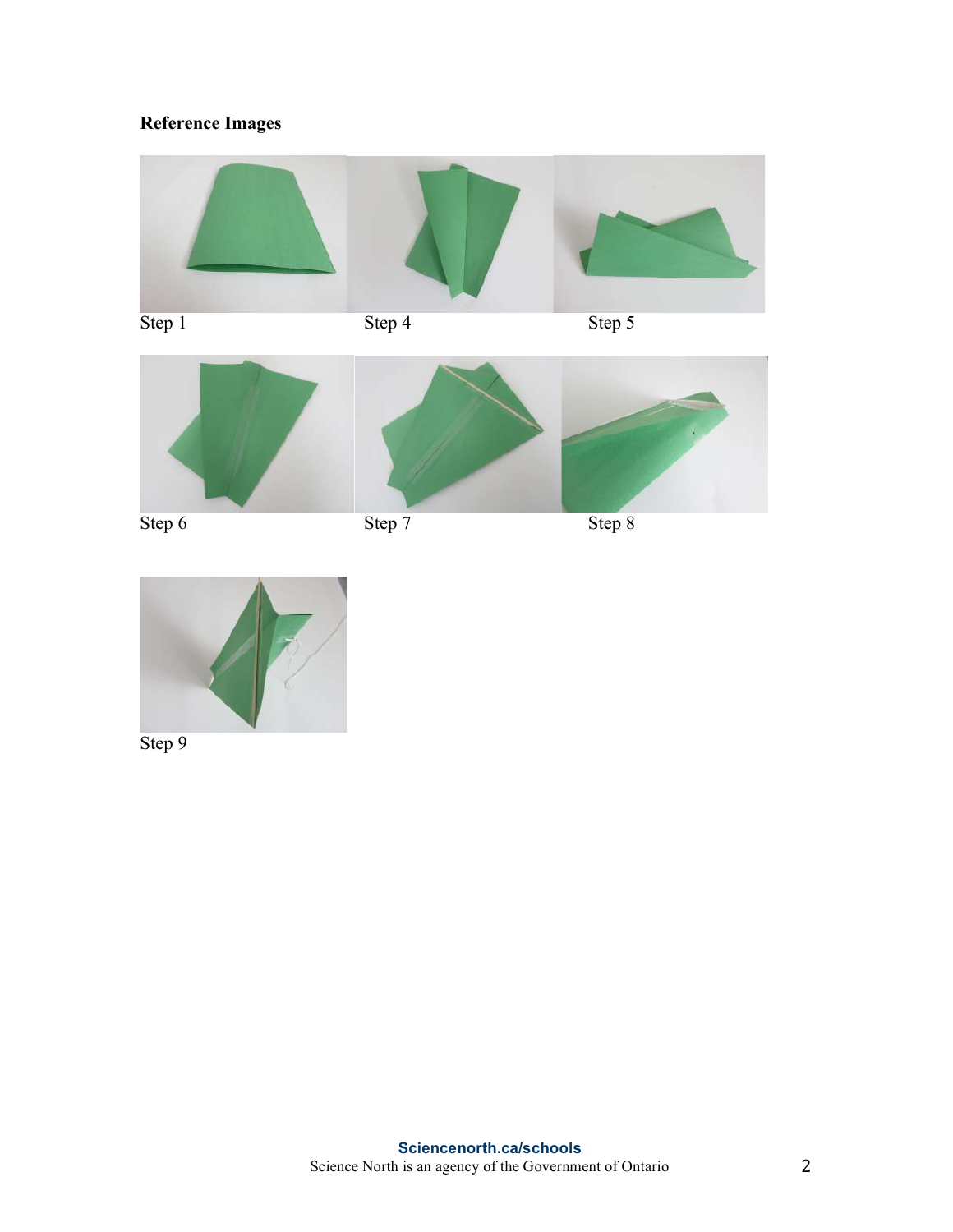**Reference Images**

Step 1

Step 4

Step 5

Step 6

Step 7

Step 8

Step 9

**Sciencenorth.ca/schools**
Science North is an agency of the Government of Ontario